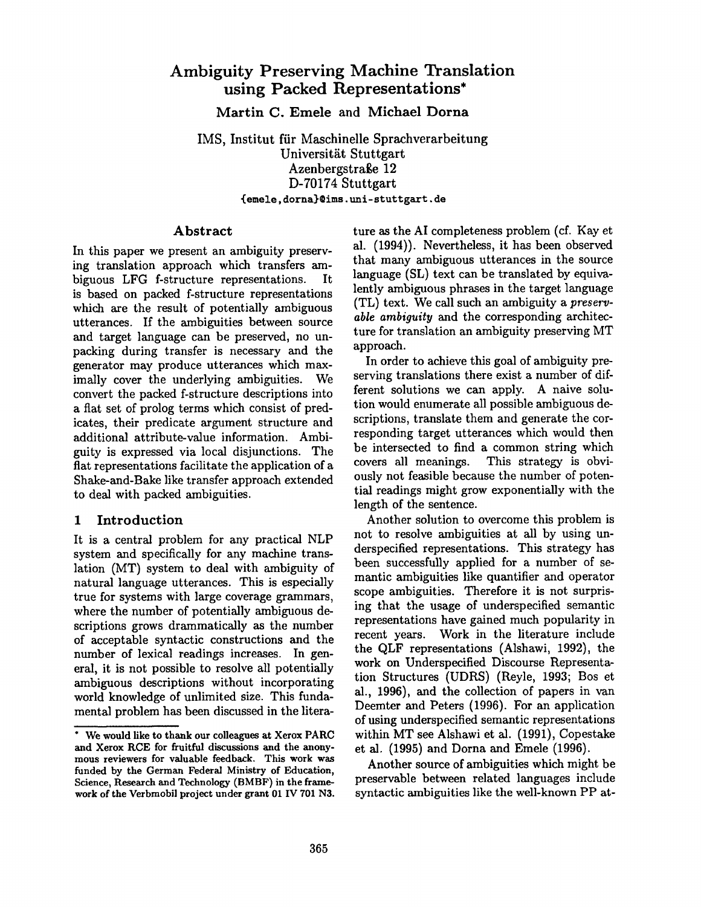# Ambiguity Preserving Machine Translation using Packed Representations*

**Martin C. Emele** and **Michael Dorna**

IMS, Institut für Maschinelle Sprachverarbeitung
Universität Stuttgart
Azenbergstraße 12
D-70174 Stuttgart
{emele,dorna}@ims.uni-stuttgart.de

## Abstract

In this paper we present an ambiguity preserving translation approach which transfers ambiguous LFG f-structure representations. It is based on packed f-structure representations which are the result of potentially ambiguous utterances. If the ambiguities between source and target language can be preserved, no unpacking during transfer is necessary and the generator may produce utterances which maximally cover the underlying ambiguities. We convert the packed f-structure descriptions into a flat set of prolog terms which consist of predicates, their predicate argument structure and additional attribute-value information. Ambiguity is expressed via local disjunctions. The flat representations facilitate the application of a Shake-and-Bake like transfer approach extended to deal with packed ambiguities.

## 1 Introduction

It is a central problem for any practical NLP system and specifically for any machine translation (MT) system to deal with ambiguity of natural language utterances. This is especially true for systems with large coverage grammars, where the number of potentially ambiguous descriptions grows drammatically as the number of acceptable syntactic constructions and the number of lexical readings increases. In general, it is not possible to resolve all potentially ambiguous descriptions without incorporating world knowledge of unlimited size. This fundamental problem has been discussed in the literature as the AI completeness problem (cf. Kay et al. (1994)). Nevertheless, it has been observed that many ambiguous utterances in the source language (SL) text can be translated by equivalently ambiguous phrases in the target language (TL) text. We call such an ambiguity a *preservable ambiguity* and the corresponding architecture for translation an ambiguity preserving MT approach.

In order to achieve this goal of ambiguity preserving translations there exist a number of different solutions we can apply. A naive solution would enumerate all possible ambiguous descriptions, translate them and generate the corresponding target utterances which would then be intersected to find a common string which covers all meanings. This strategy is obviously not feasible because the number of potential readings might grow exponentially with the length of the sentence.

Another solution to overcome this problem is not to resolve ambiguities at all by using underspecified representations. This strategy has been successfully applied for a number of semantic ambiguities like quantifier and operator scope ambiguities. Therefore it is not surprising that the usage of underspecified semantic representations have gained much popularity in recent years. Work in the literature include the QLF representations (Alshawi, 1992), the work on Underspecified Discourse Representation Structures (UDRS) (Reyle, 1993; Bos et al., 1996), and the collection of papers in van Deemter and Peters (1996). For an application of using underspecified semantic representations within MT see Alshawi et al. (1991), Copestake et al. (1995) and Dorna and Emele (1996).

Another source of ambiguities which might be preservable between related languages include syntactic ambiguities like the well-known PP at-

---

* We would like to thank our colleagues at Xerox PARC and Xerox RCE for fruitful discussions and the anonymous reviewers for valuable feedback. This work was funded by the German Federal Ministry of Education, Science, Research and Technology (BMBF) in the framework of the Verbmobil project under grant 01 IV 701 N3.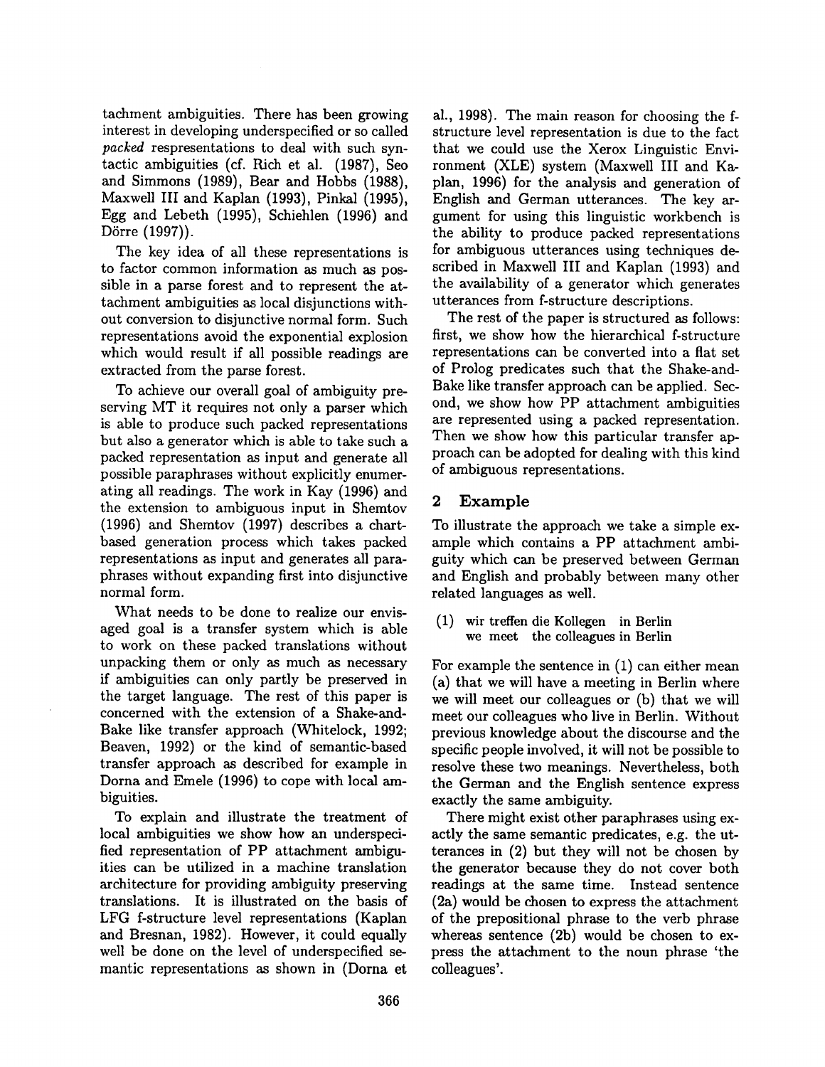tachment ambiguities. There has been growing interest in developing underspecified or so called *packed* respresentations to deal with such syntactic ambiguities (cf. Rich et al. (1987), Seo and Simmons (1989), Bear and Hobbs (1988), Maxwell III and Kaplan (1993), Pinkal (1995), Egg and Lebeth (1995), Schiehlen (1996) and Dörre (1997)).

The key idea of all these representations is to factor common information as much as possible in a parse forest and to represent the attachment ambiguities as local disjunctions without conversion to disjunctive normal form. Such representations avoid the exponential explosion which would result if all possible readings are extracted from the parse forest.

To achieve our overall goal of ambiguity preserving MT it requires not only a parser which is able to produce such packed representations but also a generator which is able to take such a packed representation as input and generate all possible paraphrases without explicitly enumerating all readings. The work in Kay (1996) and the extension to ambiguous input in Shemtov (1996) and Shemtov (1997) describes a chart-based generation process which takes packed representations as input and generates all paraphrases without expanding first into disjunctive normal form.

What needs to be done to realize our envisaged goal is a transfer system which is able to work on these packed translations without unpacking them or only as much as necessary if ambiguities can only partly be preserved in the target language. The rest of this paper is concerned with the extension of a Shake-and-Bake like transfer approach (Whitelock, 1992; Beaven, 1992) or the kind of semantic-based transfer approach as described for example in Dorna and Emele (1996) to cope with local ambiguities.

To explain and illustrate the treatment of local ambiguities we show how an underspecified representation of PP attachment ambiguities can be utilized in a machine translation architecture for providing ambiguity preserving translations. It is illustrated on the basis of LFG f-structure level representations (Kaplan and Bresnan, 1982). However, it could equally well be done on the level of underspecified semantic representations as shown in (Dorna et al., 1998). The main reason for choosing the f-structure level representation is due to the fact that we could use the Xerox Linguistic Environment (XLE) system (Maxwell III and Kaplan, 1996) for the analysis and generation of English and German utterances. The key argument for using this linguistic workbench is the ability to produce packed representations for ambiguous utterances using techniques described in Maxwell III and Kaplan (1993) and the availability of a generator which generates utterances from f-structure descriptions.

The rest of the paper is structured as follows: first, we show how the hierarchical f-structure representations can be converted into a flat set of Prolog predicates such that the Shake-and-Bake like transfer approach can be applied. Second, we show how PP attachment ambiguities are represented using a packed representation. Then we show how this particular transfer approach can be adopted for dealing with this kind of ambiguous representations.

## 2 Example

To illustrate the approach we take a simple example which contains a PP attachment ambiguity which can be preserved between German and English and probably between many other related languages as well.

(1) wir treffen die Kollegen in Berlin
    we meet the colleagues in Berlin

For example the sentence in (1) can either mean (a) that we will have a meeting in Berlin where we will meet our colleagues or (b) that we will meet our colleagues who live in Berlin. Without previous knowledge about the discourse and the specific people involved, it will not be possible to resolve these two meanings. Nevertheless, both the German and the English sentence express exactly the same ambiguity.

There might exist other paraphrases using exactly the same semantic predicates, e.g. the utterances in (2) but they will not be chosen by the generator because they do not cover both readings at the same time. Instead sentence (2a) would be chosen to express the attachment of the prepositional phrase to the verb phrase whereas sentence (2b) would be chosen to express the attachment to the noun phrase 'the colleagues'.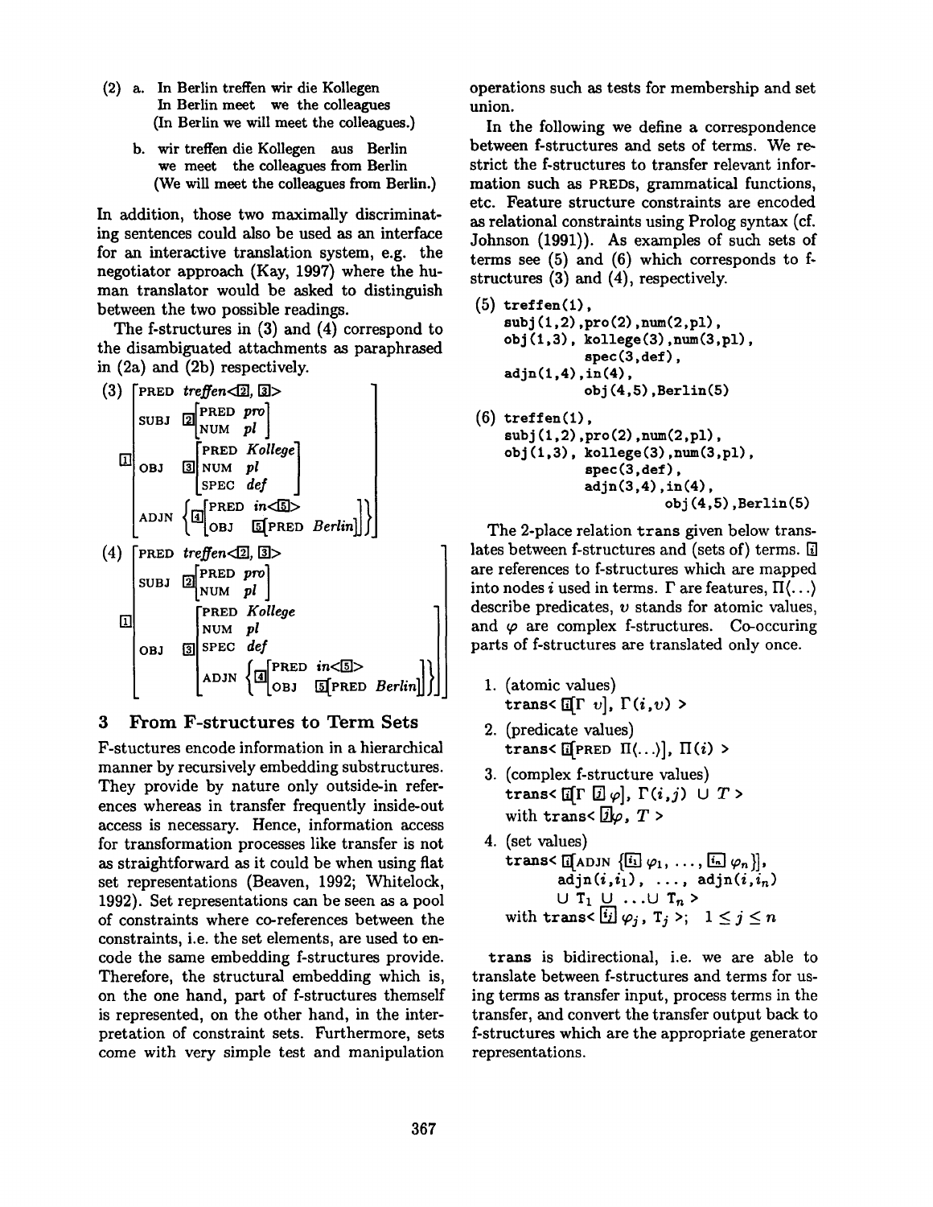(2) a. In Berlin treffen wir die Kollegen
In Berlin meet we the colleagues
(In Berlin we will meet the colleagues.)

b. wir treffen die Kollegen aus Berlin
we meet the colleagues from Berlin
(We will meet the colleagues from Berlin.)

In addition, those two maximally discriminating sentences could also be used as an interface for an interactive translation system, e.g. the negotiator approach (Kay, 1997) where the human translator would be asked to distinguish between the two possible readings.

The f-structures in (3) and (4) correspond to the disambiguated attachments as paraphrased in (2a) and (2b) respectively.

$$
(3)\quad \boxed{1}\begin{bmatrix}
\text{PRED} & \textit{treffen}\langle \boxed{2}, \boxed{3}\rangle \\
\text{SUBJ} & \boxed{2}\begin{bmatrix}\text{PRED} & \textit{pro} \\ \text{NUM} & \textit{pl}\end{bmatrix} \\
\text{OBJ} & \boxed{3}\begin{bmatrix}\text{PRED} & \textit{Kollege} \\ \text{NUM} & \textit{pl} \\ \text{SPEC} & \textit{def}\end{bmatrix} \\
\text{ADJN} & \left\{\boxed{4}\begin{bmatrix}\text{PRED} & \textit{in}\langle\boxed{5}\rangle \\ \text{OBJ} & \boxed{5}\begin{bmatrix}\text{PRED} & \textit{Berlin}\end{bmatrix}\end{bmatrix}\right\}
\end{bmatrix}
$$

$$
(4)\quad \boxed{1}\begin{bmatrix}
\text{PRED} & \textit{treffen}\langle \boxed{2}, \boxed{3}\rangle \\
\text{SUBJ} & \boxed{2}\begin{bmatrix}\text{PRED} & \textit{pro} \\ \text{NUM} & \textit{pl}\end{bmatrix} \\
\text{OBJ} & \boxed{3}\begin{bmatrix}\text{PRED} & \textit{Kollege} \\ \text{NUM} & \textit{pl} \\ \text{SPEC} & \textit{def} \\ \text{ADJN} & \left\{\boxed{4}\begin{bmatrix}\text{PRED} & \textit{in}\langle\boxed{5}\rangle \\ \text{OBJ} & \boxed{5}\begin{bmatrix}\text{PRED} & \textit{Berlin}\end{bmatrix}\end{bmatrix}\right\}\end{bmatrix}
\end{bmatrix}
$$

## 3 From F-structures to Term Sets

F-stuctures encode information in a hierarchical manner by recursively embedding substructures. They provide by nature only outside-in references whereas in transfer frequently inside-out access is necessary. Hence, information access for transformation processes like transfer is not as straightforward as it could be when using flat set representations (Beaven, 1992; Whitelock, 1992). Set representations can be seen as a pool of constraints where co-references between the constraints, i.e. the set elements, are used to encode the same embedding f-structures provide. Therefore, the structural embedding which is, on the one hand, part of f-structures themself is represented, on the other hand, in the interpretation of constraint sets. Furthermore, sets come with very simple test and manipulation operations such as tests for membership and set union.

In the following we define a correspondence between f-structures and sets of terms. We restrict the f-structures to transfer relevant information such as PREDs, grammatical functions, etc. Feature structure constraints are encoded as relational constraints using Prolog syntax (cf. Johnson (1991)). As examples of such sets of terms see (5) and (6) which corresponds to f-structures (3) and (4), respectively.

```
(5) treffen(1),
    subj(1,2),pro(2),num(2,pl),
    obj(1,3), kollege(3),num(3,pl),
              spec(3,def),
    adjn(1,4),in(4),
              obj(4,5),Berlin(5)
```

```
(6) treffen(1),
    subj(1,2),pro(2),num(2,pl),
    obj(1,3), kollege(3),num(3,pl),
              spec(3,def),
              adjn(3,4),in(4),
                        obj(4,5),Berlin(5)
```

The 2-place relation `trans` given below translates between f-structures and (sets of) terms. $\boxed{i}$ are references to f-structures which are mapped into nodes $i$ used in terms. $\Gamma$ are features, $\Pi\langle\ldots\rangle$ describe predicates, $v$ stands for atomic values, and $\varphi$ are complex f-structures. Co-occuring parts of f-structures are translated only once.

1. (atomic values)
   `trans<` $\boxed{i}[\Gamma\ v]$, $\Gamma(i,v)$ `>`
2. (predicate values)
   `trans<` $\boxed{i}[\text{PRED}\ \Pi\langle\ldots\rangle]$, $\Pi(i)$ `>`
3. (complex f-structure values)
   `trans<` $\boxed{i}[\Gamma\ \boxed{j}\ \varphi]$, $\Gamma(i,j)\ \cup\ T$ `>`
   with `trans<` $\boxed{j}\varphi$, $T$ `>`
4. (set values)
   `trans<` $\boxed{i}[\text{ADJN}\ \{\boxed{i_1}\ \varphi_1, \ldots, \boxed{i_n}\ \varphi_n\}]$,
   `adjn`$(i,i_1)$, ..., `adjn`$(i,i_n)$
   $\cup\ T_1\ \cup\ \ldots \cup\ T_n$ `>`
   with `trans<` $\boxed{i_j}\ \varphi_j$, $T_j$ `>`; $1 \le j \le n$

`trans` is bidirectional, i.e. we are able to translate between f-structures and terms for using terms as transfer input, process terms in the transfer, and convert the transfer output back to f-structures which are the appropriate generator representations.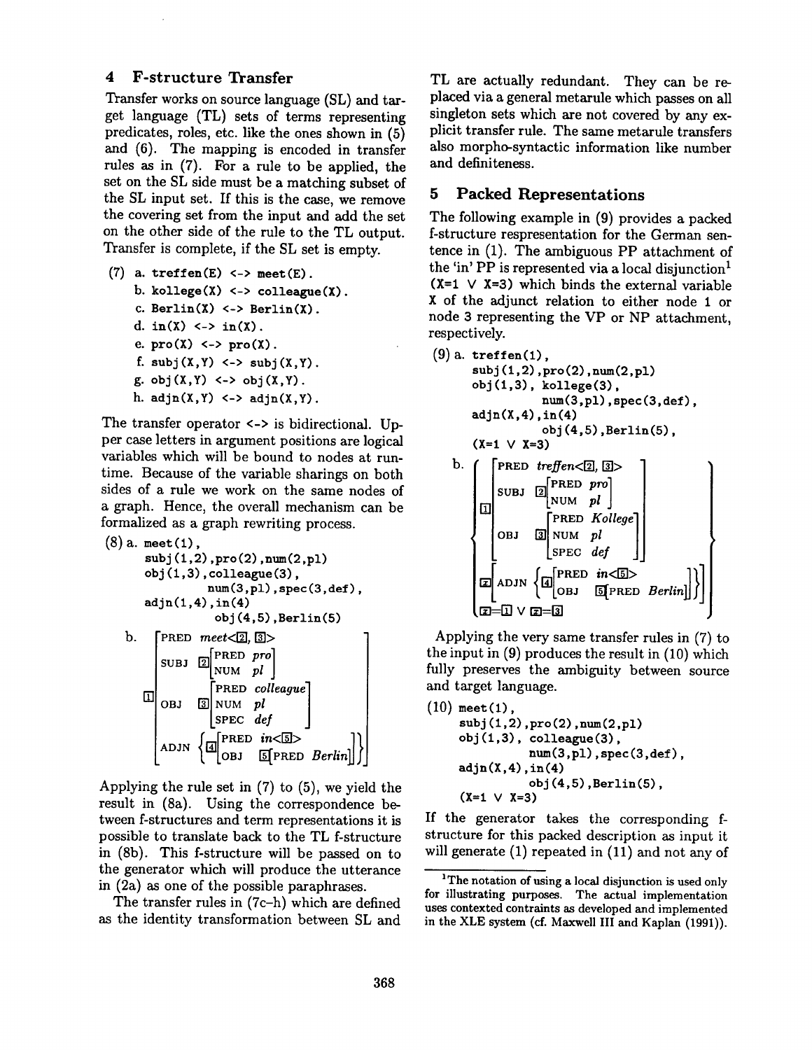## 4 F-structure Transfer

Transfer works on source language (SL) and target language (TL) sets of terms representing predicates, roles, etc. like the ones shown in (5) and (6). The mapping is encoded in transfer rules as in (7). For a rule to be applied, the set on the SL side must be a matching subset of the SL input set. If this is the case, we remove the covering set from the input and add the set on the other side of the rule to the TL output. Transfer is complete, if the SL set is empty.

```
(7) a. treffen(E) <-> meet(E).
    b. kollege(X) <-> colleague(X).
    c. Berlin(X) <-> Berlin(X).
    d. in(X) <-> in(X).
    e. pro(X) <-> pro(X).
    f. subj(X,Y) <-> subj(X,Y).
    g. obj(X,Y) <-> obj(X,Y).
    h. adjn(X,Y) <-> adjn(X,Y).
```

The transfer operator <-> is bidirectional. Upper case letters in argument positions are logical variables which will be bound to nodes at runtime. Because of the variable sharings on both sides of a rule we work on the same nodes of a graph. Hence, the overall mechanism can be formalized as a graph rewriting process.

```
(8) a. meet(1),
       subj(1,2),pro(2),num(2,pl)
       obj(1,3),colleague(3),
                num(3,pl),spec(3,def),
       adjn(1,4),in(4)
                obj(4,5),Berlin(5)
```

```
    b. 1 [ PRED  meet<2, 3>
           SUBJ  2 [ PRED pro
                     NUM  pl ]
           OBJ   3 [ PRED colleague
                     NUM  pl
                     SPEC def ]
           ADJN  { 4 [ PRED in<5>
                       OBJ  5 [ PRED Berlin ] ] } ]
```

Applying the rule set in (7) to (5), we yield the result in (8a). Using the correspondence between f-structures and term representations it is possible to translate back to the TL f-structure in (8b). This f-structure will be passed on to the generator which will produce the utterance in (2a) as one of the possible paraphrases.

The transfer rules in (7c–h) which are defined as the identity transformation between SL and TL are actually redundant. They can be replaced via a general metarule which passes on all singleton sets which are not covered by any explicit transfer rule. The same metarule transfers also morpho-syntactic information like number and definiteness.

## 5 Packed Representations

The following example in (9) provides a packed f-structure respresentation for the German sentence in (1). The ambiguous PP attachment of the 'in' PP is represented via a local disjunction[1] (X=1 V X=3) which binds the external variable X of the adjunct relation to either node 1 or node 3 representing the VP or NP attachment, respectively.

```
(9) a. treffen(1),
       subj(1,2),pro(2),num(2,pl)
       obj(1,3), kollege(3),
                num(3,pl),spec(3,def),
       adjn(X,4),in(4)
                obj(4,5),Berlin(5),
       (X=1 V X=3)
```

```
    b. { 1 [ PRED  treffen<2, 3>
             SUBJ  2 [ PRED pro
                       NUM  pl ]
             OBJ   3 [ PRED Kollege
                       NUM  pl
                       SPEC def ] ]
         X [ ADJN { 4 [ PRED in<5>
                        OBJ  5 [ PRED Berlin ] ] } ]
         X=1 V X=3 }
```

Applying the very same transfer rules in (7) to the input in (9) produces the result in (10) which fully preserves the ambiguity between source and target language.

```
(10) meet(1),
     subj(1,2),pro(2),num(2,pl)
     obj(1,3), colleague(3),
              num(3,pl),spec(3,def),
     adjn(X,4),in(4)
              obj(4,5),Berlin(5),
     (X=1 V X=3)
```

If the generator takes the corresponding f-structure for this packed description as input it will generate (1) repeated in (11) and not any of

[1] The notation of using a local disjunction is used only for illustrating purposes. The actual implementation uses contexted contraints as developed and implemented in the XLE system (cf. Maxwell III and Kaplan (1991)).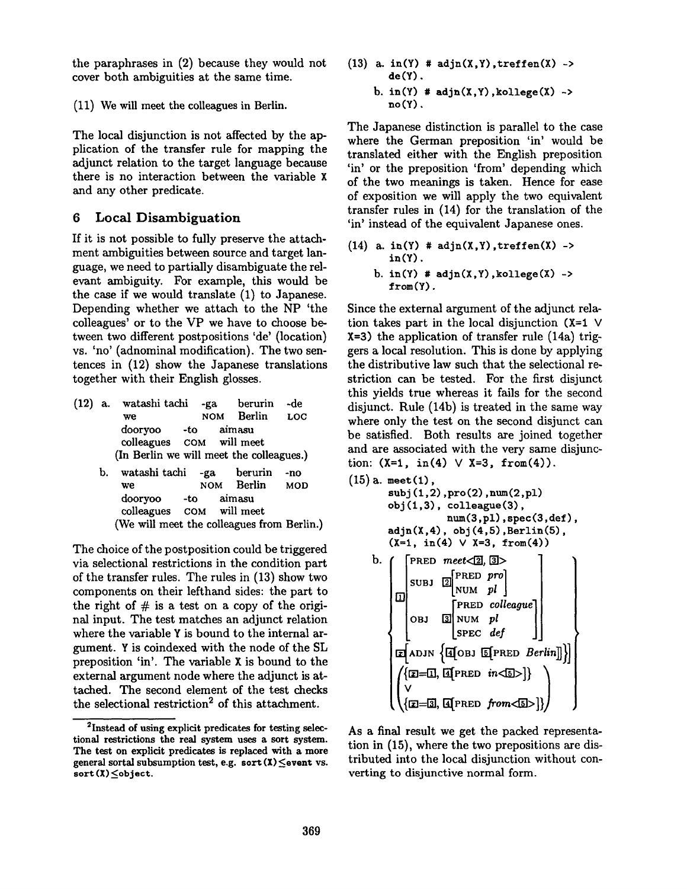the paraphrases in (2) because they would not cover both ambiguities at the same time.

(11) We will meet the colleagues in Berlin.

The local disjunction is not affected by the application of the transfer rule for mapping the adjunct relation to the target language because there is no interaction between the variable X and any other predicate.

## 6 Local Disambiguation

If it is not possible to fully preserve the attachment ambiguities between source and target language, we need to partially disambiguate the relevant ambiguity. For example, this would be the case if we would translate (1) to Japanese. Depending whether we attach to the NP 'the colleagues' or to the VP we have to choose between two different postpositions 'de' (location) vs. 'no' (adnominal modification). The two sentences in (12) show the Japanese translations together with their English glosses.

(12) a.

| watashi tachi | -ga | berurin | -de |
|---|---|---|---|
| we | NOM | Berlin | LOC |
| dooryoo | -to | aimasu | |
| colleagues | COM | will meet | |

(In Berlin we will meet the colleagues.)

b.

| watashi tachi | -ga | berurin | -no |
|---|---|---|---|
| we | NOM | Berlin | MOD |
| dooryoo | -to | aimasu | |
| colleagues | COM | will meet | |

(We will meet the colleagues from Berlin.)

The choice of the postposition could be triggered via selectional restrictions in the condition part of the transfer rules. The rules in (13) show two components on their lefthand sides: the part to the right of # is a test on a copy of the original input. The test matches an adjunct relation where the variable Y is bound to the internal argument. Y is coindexed with the node of the SL preposition 'in'. The variable X is bound to the external argument node where the adjunct is attached. The second element of the test checks the selectional restriction[2] of this attachment.

(13)
```
a. in(Y) # adjn(X,Y),treffen(X) ->
      de(Y).
b. in(Y) # adjn(X,Y),kollege(X) ->
      no(Y).
```

The Japanese distinction is parallel to the case where the German preposition 'in' would be translated either with the English preposition 'in' or the preposition 'from' depending which of the two meanings is taken. Hence for ease of exposition we will apply the two equivalent transfer rules in (14) for the translation of the 'in' instead of the equivalent Japanese ones.

(14)
```
a. in(Y) # adjn(X,Y),treffen(X) ->
      in(Y).
b. in(Y) # adjn(X,Y),kollege(X) ->
      from(Y).
```

Since the external argument of the adjunct relation takes part in the local disjunction (X=1 ∨ X=3) the application of transfer rule (14a) triggers a local resolution. This is done by applying the distributive law such that the selectional restriction can be tested. For the first disjunct this yields true whereas it fails for the second disjunct. Rule (14b) is treated in the same way where only the test on the second disjunct can be satisfied. Both results are joined together and are associated with the very same disjunction: (X=1, in(4) ∨ X=3, from(4)).

(15) a.
```
meet(1),
subj(1,2),pro(2),num(2,pl)
obj(1,3), colleague(3),
          num(3,pl),spec(3,def),
adjn(X,4), obj(4,5),Berlin(5),
(X=1, in(4) ∨ X=3, from(4))
```

b.

$$\left\{ \begin{array}{l} \boxed{1}\begin{bmatrix} \text{PRED } \textit{meet}\langle\boxed{2},\boxed{3}\rangle \\ \text{SUBJ } \boxed{2}\begin{bmatrix}\text{PRED } \textit{pro} \\ \text{NUM } \textit{pl}\end{bmatrix} \\ \text{OBJ } \boxed{3}\begin{bmatrix}\text{PRED } \textit{colleague} \\ \text{NUM } \textit{pl} \\ \text{SPEC } \textit{def}\end{bmatrix} \end{bmatrix} \\ \boxed{X}\begin{bmatrix}\text{ADJN } \left\{\boxed{4}\begin{bmatrix}\text{OBJ } \boxed{5}\begin{bmatrix}\text{PRED } \textit{Berlin}\end{bmatrix}\end{bmatrix}\right\}\end{bmatrix} \\ \left( \begin{array}{l} \{\boxed{X}=\boxed{1},\ \boxed{4}[\text{PRED } \textit{in}\langle\boxed{5}\rangle]\} \\ \vee \\ \{\boxed{X}=\boxed{3},\ \boxed{4}[\text{PRED } \textit{from}\langle\boxed{5}\rangle]\} \end{array} \right) \end{array} \right\}$$

As a final result we get the packed representation in (15), where the two prepositions are distributed into the local disjunction without converting to disjunctive normal form.

[2] Instead of using explicit predicates for testing selectional restrictions the real system uses a sort system. The test on explicit predicates is replaced with a more general sortal subsumption test, e.g. sort(X)≤event vs. sort(X)≤object.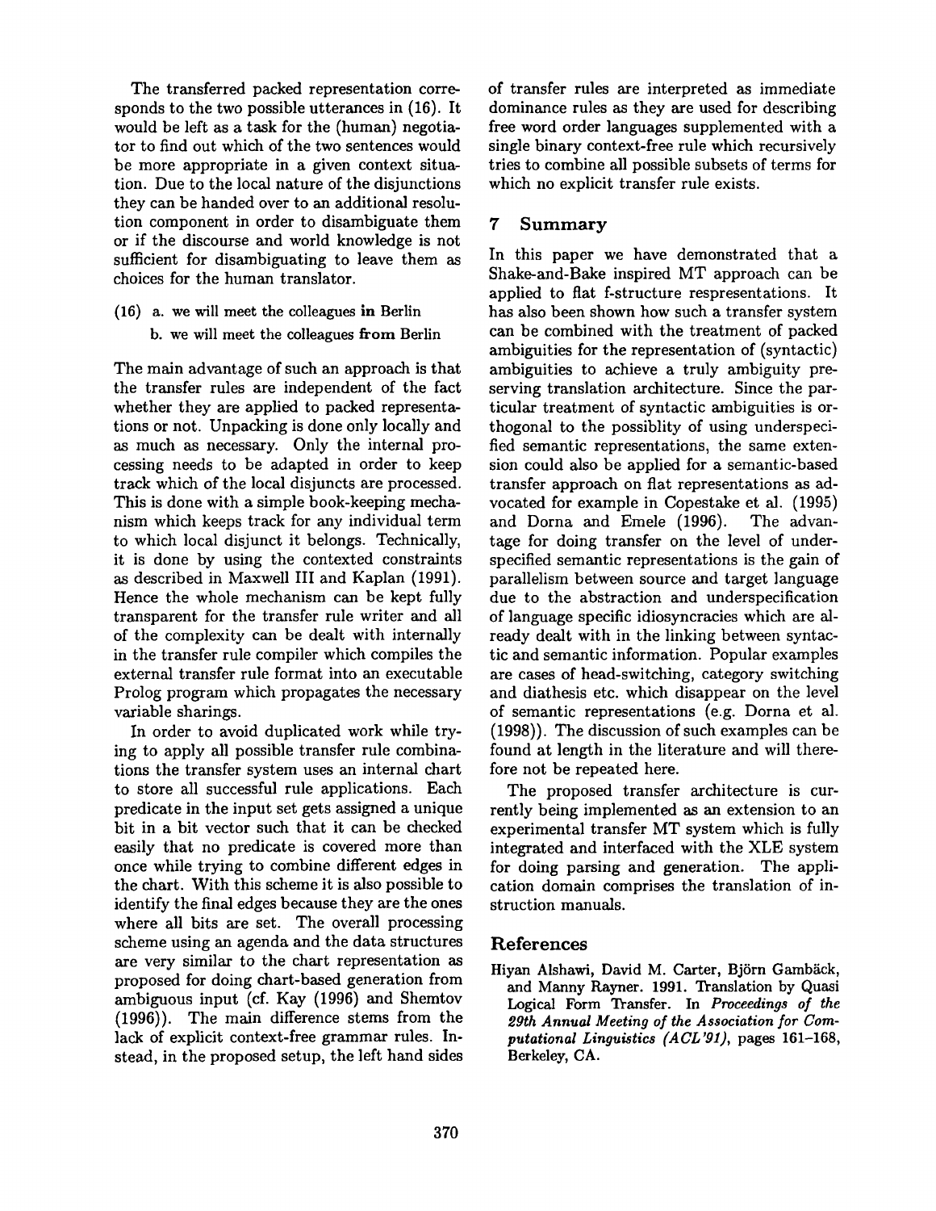The transferred packed representation corresponds to the two possible utterances in (16). It would be left as a task for the (human) negotiator to find out which of the two sentences would be more appropriate in a given context situation. Due to the local nature of the disjunctions they can be handed over to an additional resolution component in order to disambiguate them or if the discourse and world knowledge is not sufficient for disambiguating to leave them as choices for the human translator.

(16) a. we will meet the colleagues **in** Berlin

b. we will meet the colleagues **from** Berlin

The main advantage of such an approach is that the transfer rules are independent of the fact whether they are applied to packed representations or not. Unpacking is done only locally and as much as necessary. Only the internal processing needs to be adapted in order to keep track which of the local disjuncts are processed. This is done with a simple book-keeping mechanism which keeps track for any individual term to which local disjunct it belongs. Technically, it is done by using the contexted constraints as described in Maxwell III and Kaplan (1991). Hence the whole mechanism can be kept fully transparent for the transfer rule writer and all of the complexity can be dealt with internally in the transfer rule compiler which compiles the external transfer rule format into an executable Prolog program which propagates the necessary variable sharings.

In order to avoid duplicated work while trying to apply all possible transfer rule combinations the transfer system uses an internal chart to store all successful rule applications. Each predicate in the input set gets assigned a unique bit in a bit vector such that it can be checked easily that no predicate is covered more than once while trying to combine different edges in the chart. With this scheme it is also possible to identify the final edges because they are the ones where all bits are set. The overall processing scheme using an agenda and the data structures are very similar to the chart representation as proposed for doing chart-based generation from ambiguous input (cf. Kay (1996) and Shemtov (1996)). The main difference stems from the lack of explicit context-free grammar rules. Instead, in the proposed setup, the left hand sides of transfer rules are interpreted as immediate dominance rules as they are used for describing free word order languages supplemented with a single binary context-free rule which recursively tries to combine all possible subsets of terms for which no explicit transfer rule exists.

## 7 Summary

In this paper we have demonstrated that a Shake-and-Bake inspired MT approach can be applied to flat f-structure respresentations. It has also been shown how such a transfer system can be combined with the treatment of packed ambiguities for the representation of (syntactic) ambiguities to achieve a truly ambiguity preserving translation architecture. Since the particular treatment of syntactic ambiguities is orthogonal to the possiblity of using underspecified semantic representations, the same extension could also be applied for a semantic-based transfer approach on flat representations as advocated for example in Copestake et al. (1995) and Dorna and Emele (1996). The advantage for doing transfer on the level of underspecified semantic representations is the gain of parallelism between source and target language due to the abstraction and underspecification of language specific idiosyncracies which are already dealt with in the linking between syntactic and semantic information. Popular examples are cases of head-switching, category switching and diathesis etc. which disappear on the level of semantic representations (e.g. Dorna et al. (1998)). The discussion of such examples can be found at length in the literature and will therefore not be repeated here.

The proposed transfer architecture is currently being implemented as an extension to an experimental transfer MT system which is fully integrated and interfaced with the XLE system for doing parsing and generation. The application domain comprises the translation of instruction manuals.

## References

Hiyan Alshawi, David M. Carter, Björn Gambäck, and Manny Rayner. 1991. Translation by Quasi Logical Form Transfer. In *Proceedings of the 29th Annual Meeting of the Association for Computational Linguistics (ACL'91)*, pages 161–168, Berkeley, CA.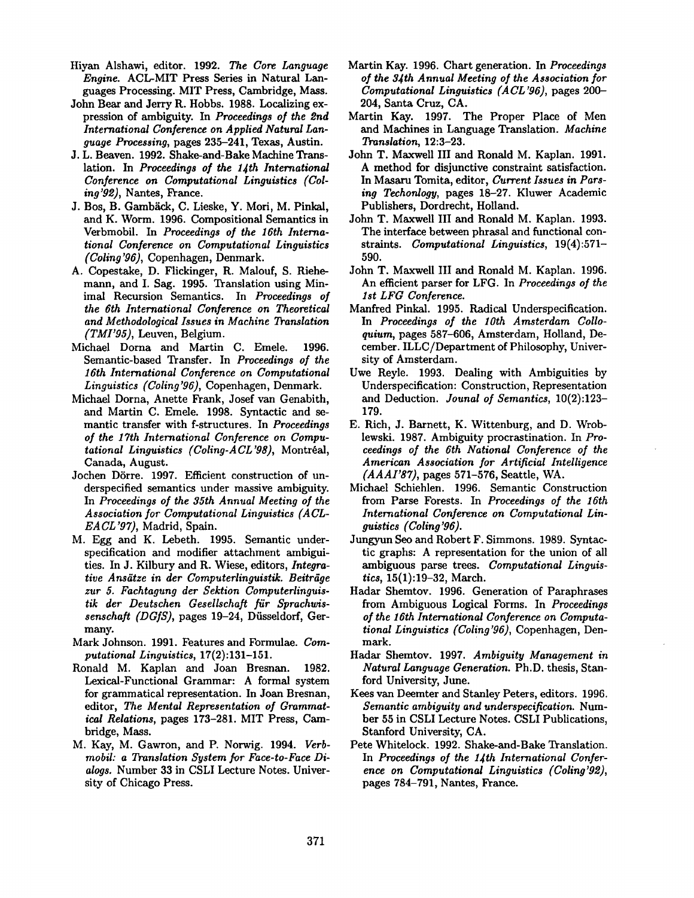Hiyan Alshawi, editor. 1992. *The Core Language Engine*. ACL-MIT Press Series in Natural Languages Processing. MIT Press, Cambridge, Mass.

John Bear and Jerry R. Hobbs. 1988. Localizing expression of ambiguity. In *Proceedings of the 2nd International Conference on Applied Natural Language Processing*, pages 235–241, Texas, Austin.

J. L. Beaven. 1992. Shake-and-Bake Machine Translation. In *Proceedings of the 14th International Conference on Computational Linguistics (Coling'92)*, Nantes, France.

J. Bos, B. Gambäck, C. Lieske, Y. Mori, M. Pinkal, and K. Worm. 1996. Compositional Semantics in Verbmobil. In *Proceedings of the 16th International Conference on Computational Linguistics (Coling'96)*, Copenhagen, Denmark.

A. Copestake, D. Flickinger, R. Malouf, S. Riehemann, and I. Sag. 1995. Translation using Minimal Recursion Semantics. In *Proceedings of the 6th International Conference on Theoretical and Methodological Issues in Machine Translation (TMI'95)*, Leuven, Belgium.

Michael Dorna and Martin C. Emele. 1996. Semantic-based Transfer. In *Proceedings of the 16th International Conference on Computational Linguistics (Coling'96)*, Copenhagen, Denmark.

Michael Dorna, Anette Frank, Josef van Genabith, and Martin C. Emele. 1998. Syntactic and semantic transfer with f-structures. In *Proceedings of the 17th International Conference on Computational Linguistics (Coling-ACL'98)*, Montréal, Canada, August.

Jochen Dörre. 1997. Efficient construction of underspecified semantics under massive ambiguity. In *Proceedings of the 35th Annual Meeting of the Association for Computational Linguistics (ACL-EACL'97)*, Madrid, Spain.

M. Egg and K. Lebeth. 1995. Semantic underspecification and modifier attachment ambiguities. In J. Kilbury and R. Wiese, editors, *Integrative Ansätze in der Computerlinguistik. Beiträge zur 5. Fachtagung der Sektion Computerlinguistik der Deutschen Gesellschaft für Sprachwissenschaft (DGfS)*, pages 19–24, Düsseldorf, Germany.

Mark Johnson. 1991. Features and Formulae. *Computational Linguistics*, 17(2):131–151.

Ronald M. Kaplan and Joan Bresnan. 1982. Lexical-Functional Grammar: A formal system for grammatical representation. In Joan Bresnan, editor, *The Mental Representation of Grammatical Relations*, pages 173–281. MIT Press, Cambridge, Mass.

M. Kay, M. Gawron, and P. Norwig. 1994. *Verbmobil: a Translation System for Face-to-Face Dialogs*. Number 33 in CSLI Lecture Notes. University of Chicago Press.

Martin Kay. 1996. Chart generation. In *Proceedings of the 34th Annual Meeting of the Association for Computational Linguistics (ACL'96)*, pages 200–204, Santa Cruz, CA.

Martin Kay. 1997. The Proper Place of Men and Machines in Language Translation. *Machine Translation*, 12:3–23.

John T. Maxwell III and Ronald M. Kaplan. 1991. A method for disjunctive constraint satisfaction. In Masaru Tomita, editor, *Current Issues in Parsing Techonlogy*, pages 18–27. Kluwer Academic Publishers, Dordrecht, Holland.

John T. Maxwell III and Ronald M. Kaplan. 1993. The interface between phrasal and functional constraints. *Computational Linguistics*, 19(4):571–590.

John T. Maxwell III and Ronald M. Kaplan. 1996. An efficient parser for LFG. In *Proceedings of the 1st LFG Conference*.

Manfred Pinkal. 1995. Radical Underspecification. In *Proceedings of the 10th Amsterdam Colloquium*, pages 587–606, Amsterdam, Holland, December. ILLC/Department of Philosophy, University of Amsterdam.

Uwe Reyle. 1993. Dealing with Ambiguities by Underspecification: Construction, Representation and Deduction. *Jounal of Semantics*, 10(2):123–179.

E. Rich, J. Barnett, K. Wittenburg, and D. Wroblewski. 1987. Ambiguity procrastination. In *Proceedings of the 6th National Conference of the American Association for Artificial Intelligence (AAAI'87)*, pages 571–576, Seattle, WA.

Michael Schiehlen. 1996. Semantic Construction from Parse Forests. In *Proceedings of the 16th International Conference on Computational Linguistics (Coling'96)*.

Jungyun Seo and Robert F. Simmons. 1989. Syntactic graphs: A representation for the union of all ambiguous parse trees. *Computational Linguistics*, 15(1):19–32, March.

Hadar Shemtov. 1996. Generation of Paraphrases from Ambiguous Logical Forms. In *Proceedings of the 16th International Conference on Computational Linguistics (Coling'96)*, Copenhagen, Denmark.

Hadar Shemtov. 1997. *Ambiguity Management in Natural Language Generation*. Ph.D. thesis, Stanford University, June.

Kees van Deemter and Stanley Peters, editors. 1996. *Semantic ambiguity and underspecification*. Number 55 in CSLI Lecture Notes. CSLI Publications, Stanford University, CA.

Pete Whitelock. 1992. Shake-and-Bake Translation. In *Proceedings of the 14th International Conference on Computational Linguistics (Coling'92)*, pages 784–791, Nantes, France.